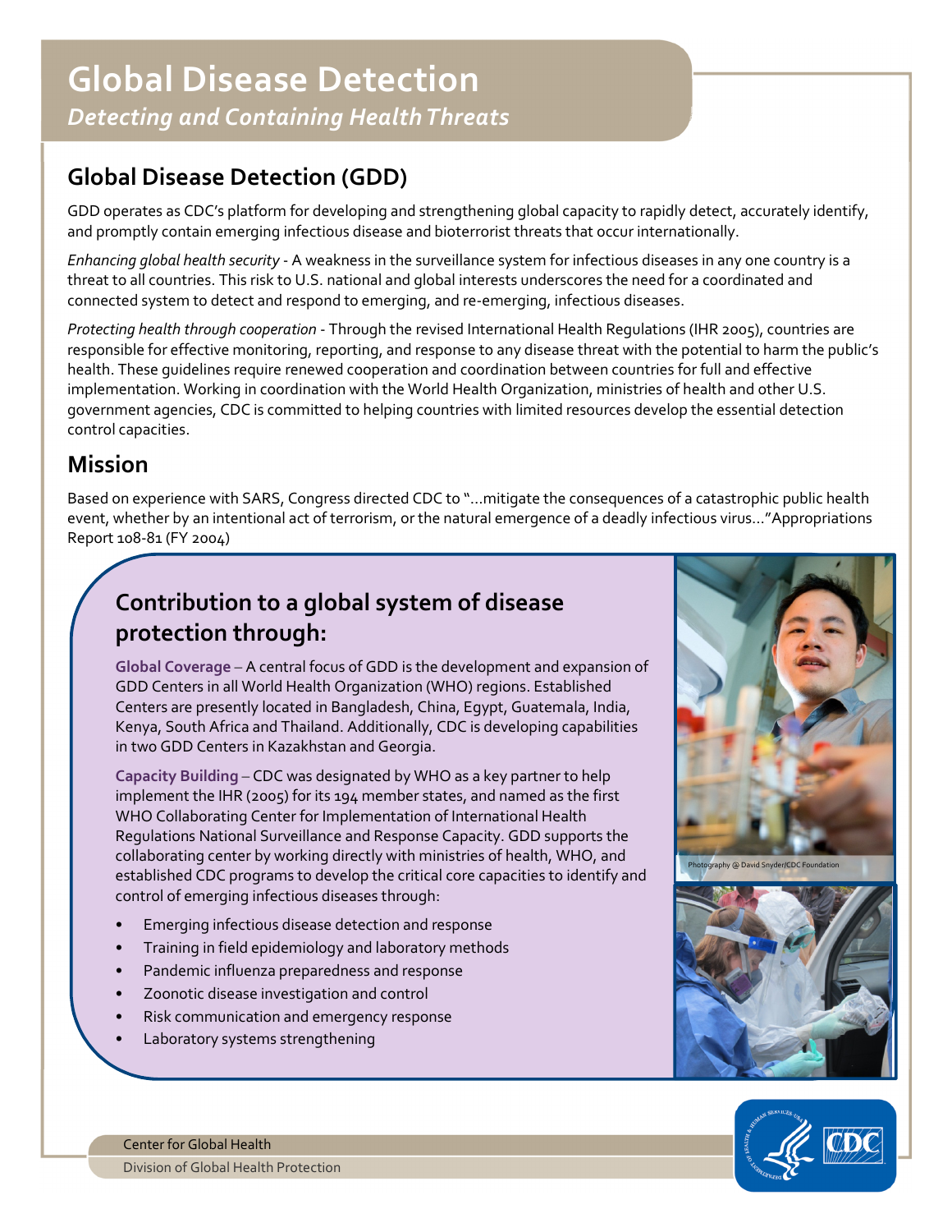# Global Disease Detection

*Detecting and Containing Health Threats*

## Global Disease Detection (GDD)

GDD operates as CDC's platform for developing and strengthening global capacity to rapidly detect, accurately identify, and promptly contain emerging infectious disease and bioterrorist threats that occur internationally.

*Enhancing global health security* - A weakness in the surveillance system for infectious diseases in any one country is a threat to all countries. This risk to U.S. national and global interests underscores the need for a coordinated and connected system to detect and respond to emerging, and re-emerging, infectious diseases.

*Protecting health through cooperation* - Through the revised International Health Regulations (IHR 2005), countries are responsible for effective monitoring, reporting, and response to any disease threat with the potential to harm the public's health. These guidelines require renewed cooperation and coordination between countries for full and effective implementation. Working in coordination with the World Health Organization, ministries of health and other U.S. government agencies, CDC is committed to helping countries with limited resources develop the essential detection control capacities.

## Mission

Based on experience with SARS, Congress directed CDC to "...mitigate the consequences of a catastrophic public health event, whether by an intentional act of terrorism, or the natural emergence of a deadly infectious virus..."Appropriations Report 108-81 (FY 2004)

### Contribution to a global system of disease protection through:

**Global Coverage** – A central focus of GDD is the development and expansion of GDD Centers in all World Health Organization (WHO) regions. Established Centers are presently located in Bangladesh, China, Egypt, Guatemala, India, Kenya, South Africa and Thailand. Additionally, CDC is developing capabilities in two GDD Centers in Kazakhstan and Georgia.

**Capacity Building** – CDC was designated by WHO as a key partner to help implement the IHR (2005) for its 194 member states, and named as the first WHO Collaborating Center for Implementation of International Health Regulations National Surveillance and Response Capacity. GDD supports the collaborating center by working directly with ministries of health, WHO, and established CDC programs to develop the critical core capacities to identify and control of emerging infectious diseases through:

- Emerging infectious disease detection and response
- Training in field epidemiology and laboratory methods
- Pandemic influenza preparedness and response
- Zoonotic disease investigation and control
- Risk communication and emergency response
- Laboratory systems strengthening

Photography @ David Snyder/CDC Foundation

Center for Global Health

Division of Global Health Protection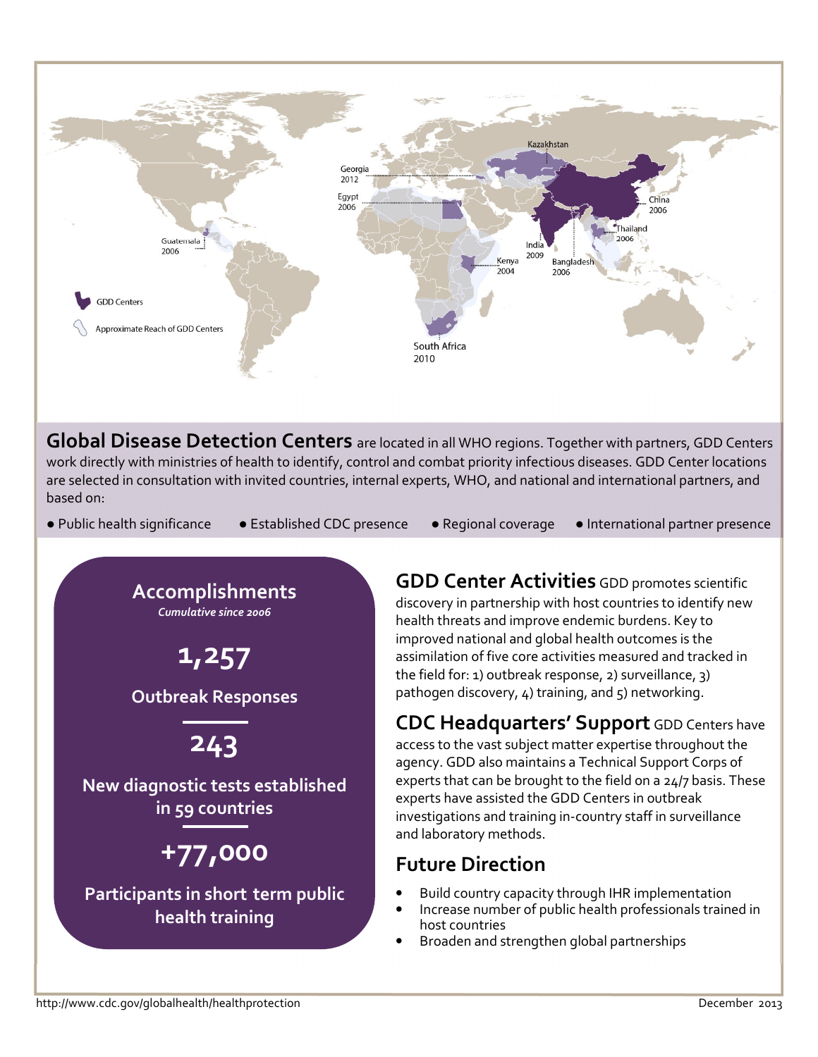Georgia
2012

Egypt
2006

Kazakhstan

China
2006

Thailand
2006

India
2009

Bangladesh
2006

Kenya
2004

Guatemala
2006

South Africa
2010

GDD Centers

Approximate Reach of GDD Centers

**Global Disease Detection Centers** are located in all WHO regions. Together with partners, GDD Centers work directly with ministries of health to identify, control and combat priority infectious diseases. GDD Center locations are selected in consultation with invited countries, internal experts, WHO, and national and international partners, and based on:

- Public health significance
- Established CDC presence
- Regional coverage
- International partner presence

## Accomplishments

*Cumulative since 2006*

**1,257**

**Outbreak Responses**

**243**

**New diagnostic tests established in 59 countries**

**+77,000**

**Participants in short term public health training**

**GDD Center Activities** GDD promotes scientific discovery in partnership with host countries to identify new health threats and improve endemic burdens. Key to improved national and global health outcomes is the assimilation of five core activities measured and tracked in the field for: 1) outbreak response, 2) surveillance, 3) pathogen discovery, 4) training, and 5) networking.

**CDC Headquarters' Support** GDD Centers have access to the vast subject matter expertise throughout the agency. GDD also maintains a Technical Support Corps of experts that can be brought to the field on a 24/7 basis. These experts have assisted the GDD Centers in outbreak investigations and training in-country staff in surveillance and laboratory methods.

## Future Direction

- Build country capacity through IHR implementation
- Increase number of public health professionals trained in host countries
- Broaden and strengthen global partnerships

http://www.cdc.gov/globalhealth/healthprotection

December 2013